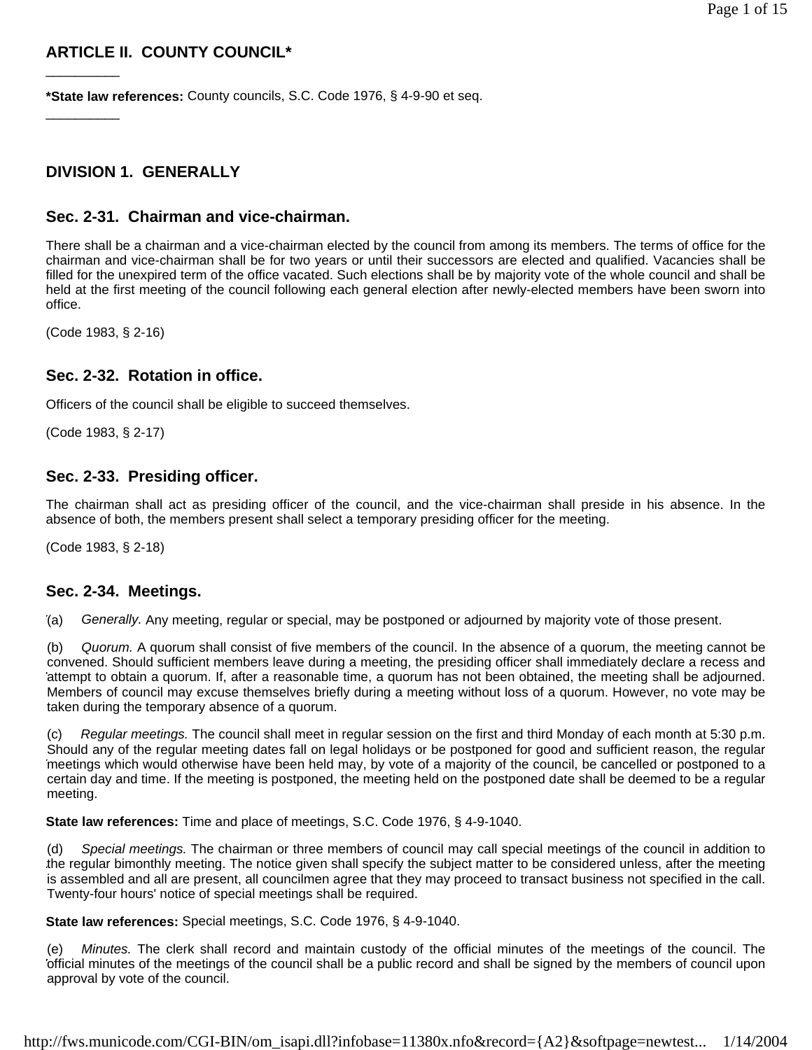## ARTICLE II. COUNTY COUNCIL*

---

***State law references:** County councils, S.C. Code 1976, § 4-9-90 et seq.

---

### DIVISION 1. GENERALLY

#### Sec. 2-31. Chairman and vice-chairman.

There shall be a chairman and a vice-chairman elected by the council from among its members. The terms of office for the chairman and vice-chairman shall be for two years or until their successors are elected and qualified. Vacancies shall be filled for the unexpired term of the office vacated. Such elections shall be by majority vote of the whole council and shall be held at the first meeting of the council following each general election after newly-elected members have been sworn into office.

(Code 1983, § 2-16)

#### Sec. 2-32. Rotation in office.

Officers of the council shall be eligible to succeed themselves.

(Code 1983, § 2-17)

#### Sec. 2-33. Presiding officer.

The chairman shall act as presiding officer of the council, and the vice-chairman shall preside in his absence. In the absence of both, the members present shall select a temporary presiding officer for the meeting.

(Code 1983, § 2-18)

#### Sec. 2-34. Meetings.

(a) *Generally.* Any meeting, regular or special, may be postponed or adjourned by majority vote of those present.

(b) *Quorum.* A quorum shall consist of five members of the council. In the absence of a quorum, the meeting cannot be convened. Should sufficient members leave during a meeting, the presiding officer shall immediately declare a recess and attempt to obtain a quorum. If, after a reasonable time, a quorum has not been obtained, the meeting shall be adjourned. Members of council may excuse themselves briefly during a meeting without loss of a quorum. However, no vote may be taken during the temporary absence of a quorum.

(c) *Regular meetings.* The council shall meet in regular session on the first and third Monday of each month at 5:30 p.m. Should any of the regular meeting dates fall on legal holidays or be postponed for good and sufficient reason, the regular meetings which would otherwise have been held may, by vote of a majority of the council, be cancelled or postponed to a certain day and time. If the meeting is postponed, the meeting held on the postponed date shall be deemed to be a regular meeting.

**State law references:** Time and place of meetings, S.C. Code 1976, § 4-9-1040.

(d) *Special meetings.* The chairman or three members of council may call special meetings of the council in addition to the regular bimonthly meeting. The notice given shall specify the subject matter to be considered unless, after the meeting is assembled and all are present, all councilmen agree that they may proceed to transact business not specified in the call. Twenty-four hours' notice of special meetings shall be required.

**State law references:** Special meetings, S.C. Code 1976, § 4-9-1040.

(e) *Minutes.* The clerk shall record and maintain custody of the official minutes of the meetings of the council. The official minutes of the meetings of the council shall be a public record and shall be signed by the members of council upon approval by vote of the council.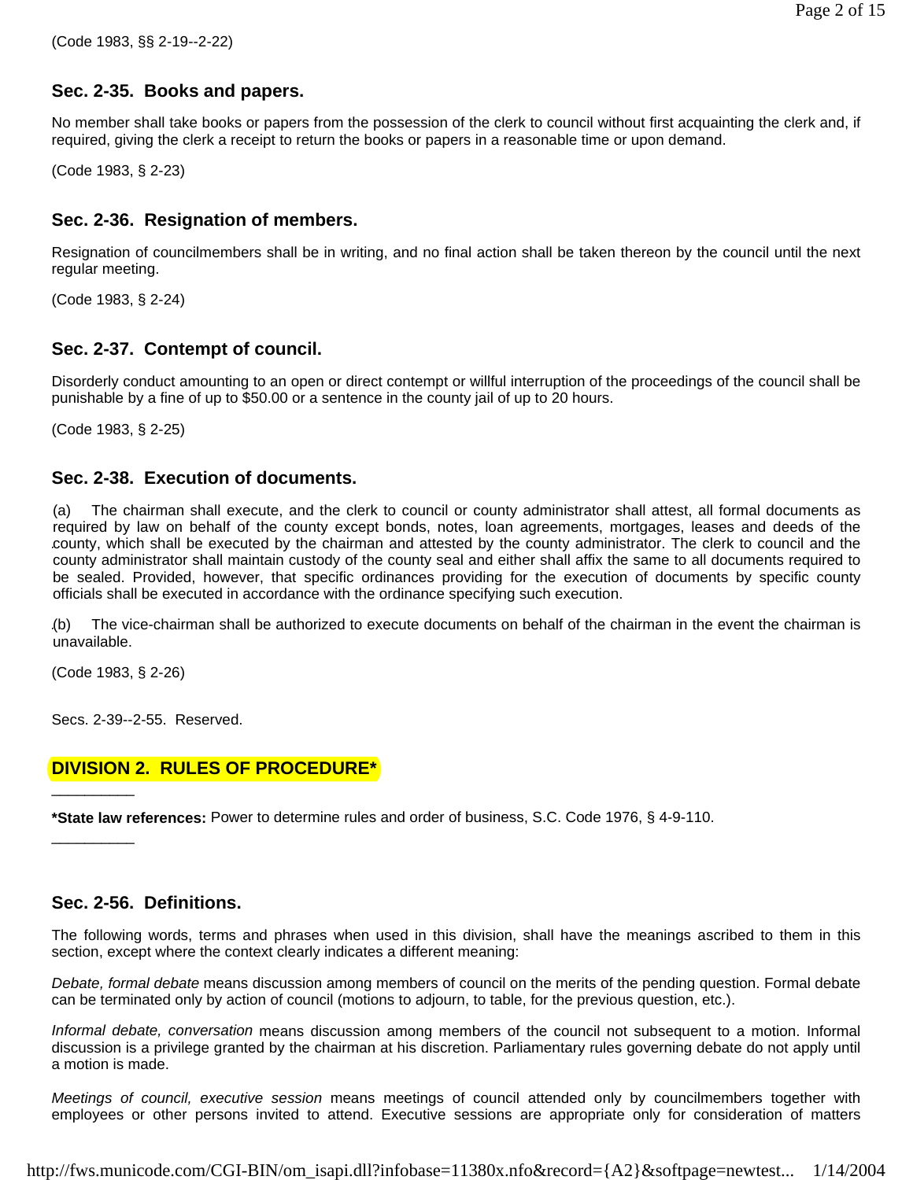(Code 1983, §§ 2-19--2-22)

### Sec. 2-35. Books and papers.

No member shall take books or papers from the possession of the clerk to council without first acquainting the clerk and, if required, giving the clerk a receipt to return the books or papers in a reasonable time or upon demand.

(Code 1983, § 2-23)

### Sec. 2-36. Resignation of members.

Resignation of councilmembers shall be in writing, and no final action shall be taken thereon by the council until the next regular meeting.

(Code 1983, § 2-24)

### Sec. 2-37. Contempt of council.

Disorderly conduct amounting to an open or direct contempt or willful interruption of the proceedings of the council shall be punishable by a fine of up to $50.00 or a sentence in the county jail of up to 20 hours.

(Code 1983, § 2-25)

### Sec. 2-38. Execution of documents.

(a) The chairman shall execute, and the clerk to council or county administrator shall attest, all formal documents as required by law on behalf of the county except bonds, notes, loan agreements, mortgages, leases and deeds of the county, which shall be executed by the chairman and attested by the county administrator. The clerk to council and the county administrator shall maintain custody of the county seal and either shall affix the same to all documents required to be sealed. Provided, however, that specific ordinances providing for the execution of documents by specific county officials shall be executed in accordance with the ordinance specifying such execution.

(b) The vice-chairman shall be authorized to execute documents on behalf of the chairman in the event the chairman is unavailable.

(Code 1983, § 2-26)

Secs. 2-39--2-55. Reserved.

## DIVISION 2. RULES OF PROCEDURE*

__________

**\*State law references:** Power to determine rules and order of business, S.C. Code 1976, § 4-9-110.

__________

### Sec. 2-56. Definitions.

The following words, terms and phrases when used in this division, shall have the meanings ascribed to them in this section, except where the context clearly indicates a different meaning:

*Debate, formal debate* means discussion among members of council on the merits of the pending question. Formal debate can be terminated only by action of council (motions to adjourn, to table, for the previous question, etc.).

*Informal debate, conversation* means discussion among members of the council not subsequent to a motion. Informal discussion is a privilege granted by the chairman at his discretion. Parliamentary rules governing debate do not apply until a motion is made.

*Meetings of council, executive session* means meetings of council attended only by councilmembers together with employees or other persons invited to attend. Executive sessions are appropriate only for consideration of matters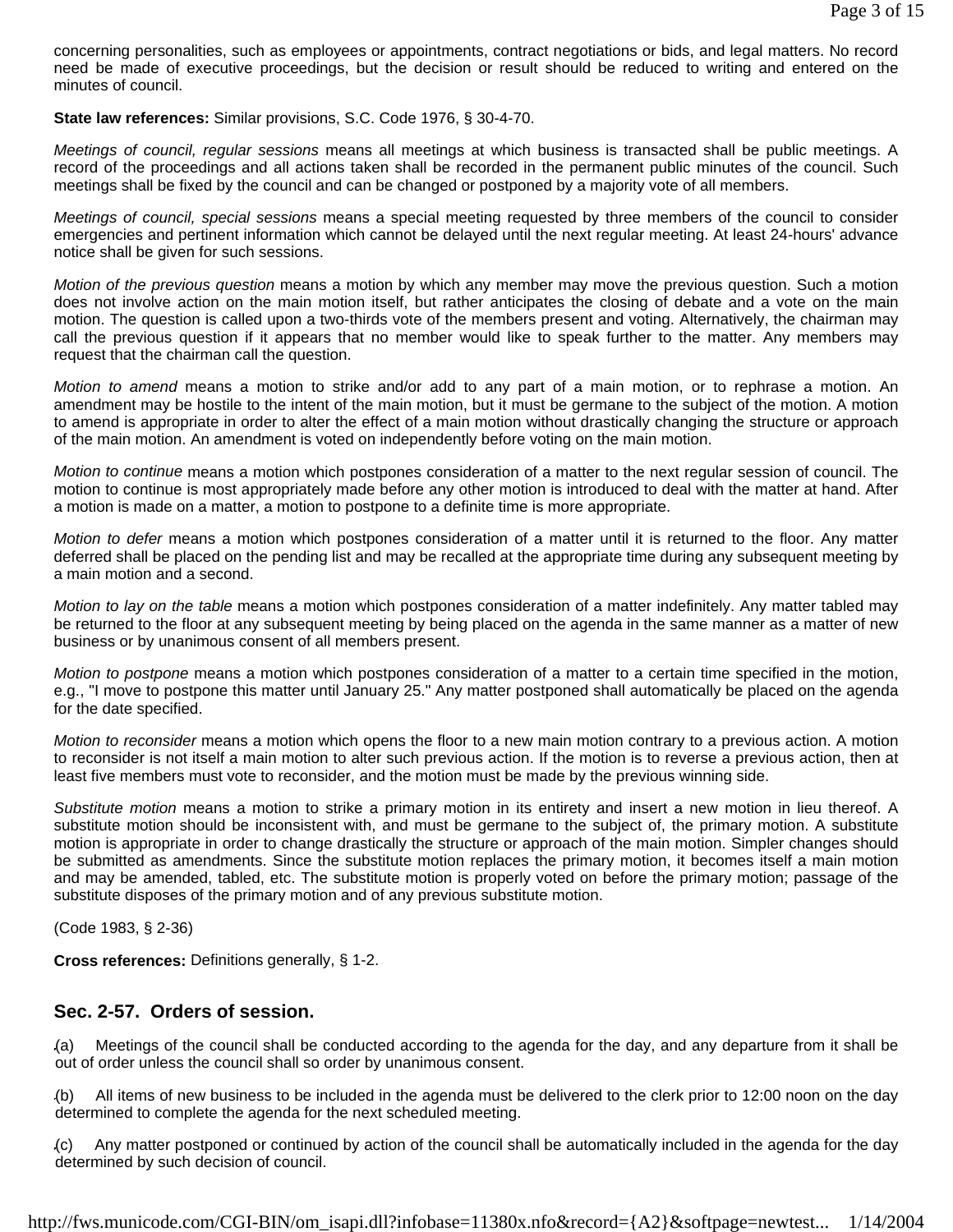concerning personalities, such as employees or appointments, contract negotiations or bids, and legal matters. No record need be made of executive proceedings, but the decision or result should be reduced to writing and entered on the minutes of council.

**State law references:** Similar provisions, S.C. Code 1976, § 30-4-70.

*Meetings of council, regular sessions* means all meetings at which business is transacted shall be public meetings. A record of the proceedings and all actions taken shall be recorded in the permanent public minutes of the council. Such meetings shall be fixed by the council and can be changed or postponed by a majority vote of all members.

*Meetings of council, special sessions* means a special meeting requested by three members of the council to consider emergencies and pertinent information which cannot be delayed until the next regular meeting. At least 24-hours' advance notice shall be given for such sessions.

*Motion of the previous question* means a motion by which any member may move the previous question. Such a motion does not involve action on the main motion itself, but rather anticipates the closing of debate and a vote on the main motion. The question is called upon a two-thirds vote of the members present and voting. Alternatively, the chairman may call the previous question if it appears that no member would like to speak further to the matter. Any members may request that the chairman call the question.

*Motion to amend* means a motion to strike and/or add to any part of a main motion, or to rephrase a motion. An amendment may be hostile to the intent of the main motion, but it must be germane to the subject of the motion. A motion to amend is appropriate in order to alter the effect of a main motion without drastically changing the structure or approach of the main motion. An amendment is voted on independently before voting on the main motion.

*Motion to continue* means a motion which postpones consideration of a matter to the next regular session of council. The motion to continue is most appropriately made before any other motion is introduced to deal with the matter at hand. After a motion is made on a matter, a motion to postpone to a definite time is more appropriate.

*Motion to defer* means a motion which postpones consideration of a matter until it is returned to the floor. Any matter deferred shall be placed on the pending list and may be recalled at the appropriate time during any subsequent meeting by a main motion and a second.

*Motion to lay on the table* means a motion which postpones consideration of a matter indefinitely. Any matter tabled may be returned to the floor at any subsequent meeting by being placed on the agenda in the same manner as a matter of new business or by unanimous consent of all members present.

*Motion to postpone* means a motion which postpones consideration of a matter to a certain time specified in the motion, e.g., "I move to postpone this matter until January 25." Any matter postponed shall automatically be placed on the agenda for the date specified.

*Motion to reconsider* means a motion which opens the floor to a new main motion contrary to a previous action. A motion to reconsider is not itself a main motion to alter such previous action. If the motion is to reverse a previous action, then at least five members must vote to reconsider, and the motion must be made by the previous winning side.

*Substitute motion* means a motion to strike a primary motion in its entirety and insert a new motion in lieu thereof. A substitute motion should be inconsistent with, and must be germane to the subject of, the primary motion. A substitute motion is appropriate in order to change drastically the structure or approach of the main motion. Simpler changes should be submitted as amendments. Since the substitute motion replaces the primary motion, it becomes itself a main motion and may be amended, tabled, etc. The substitute motion is properly voted on before the primary motion; passage of the substitute disposes of the primary motion and of any previous substitute motion.

(Code 1983, § 2-36)

**Cross references:** Definitions generally, § 1-2.

## Sec. 2-57. Orders of session.

(a) Meetings of the council shall be conducted according to the agenda for the day, and any departure from it shall be out of order unless the council shall so order by unanimous consent.

(b) All items of new business to be included in the agenda must be delivered to the clerk prior to 12:00 noon on the day determined to complete the agenda for the next scheduled meeting.

(c) Any matter postponed or continued by action of the council shall be automatically included in the agenda for the day determined by such decision of council.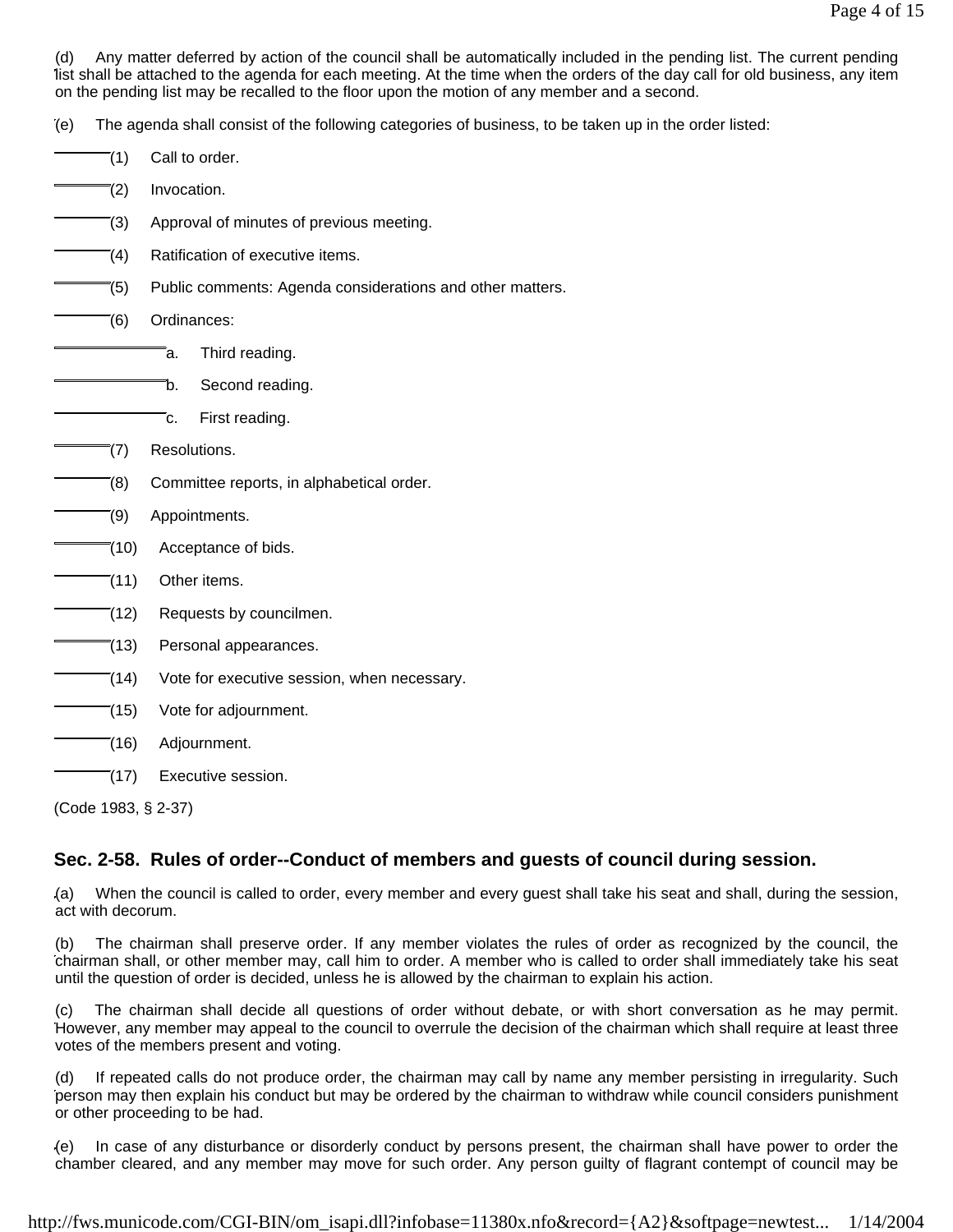(d) Any matter deferred by action of the council shall be automatically included in the pending list. The current pending list shall be attached to the agenda for each meeting. At the time when the orders of the day call for old business, any item on the pending list may be recalled to the floor upon the motion of any member and a second.

(e) The agenda shall consist of the following categories of business, to be taken up in the order listed:

(1) Call to order.

(2) Invocation.

(3) Approval of minutes of previous meeting.

(4) Ratification of executive items.

(5) Public comments: Agenda considerations and other matters.

(6) Ordinances:

a. Third reading.

b. Second reading.

c. First reading.

(7) Resolutions.

(8) Committee reports, in alphabetical order.

(9) Appointments.

(10) Acceptance of bids.

(11) Other items.

(12) Requests by councilmen.

(13) Personal appearances.

(14) Vote for executive session, when necessary.

(15) Vote for adjournment.

(16) Adjournment.

(17) Executive session.

(Code 1983, § 2-37)

## Sec. 2-58. Rules of order--Conduct of members and guests of council during session.

(a) When the council is called to order, every member and every guest shall take his seat and shall, during the session, act with decorum.

(b) The chairman shall preserve order. If any member violates the rules of order as recognized by the council, the chairman shall, or other member may, call him to order. A member who is called to order shall immediately take his seat until the question of order is decided, unless he is allowed by the chairman to explain his action.

(c) The chairman shall decide all questions of order without debate, or with short conversation as he may permit. However, any member may appeal to the council to overrule the decision of the chairman which shall require at least three votes of the members present and voting.

(d) If repeated calls do not produce order, the chairman may call by name any member persisting in irregularity. Such person may then explain his conduct but may be ordered by the chairman to withdraw while council considers punishment or other proceeding to be had.

(e) In case of any disturbance or disorderly conduct by persons present, the chairman shall have power to order the chamber cleared, and any member may move for such order. Any person guilty of flagrant contempt of council may be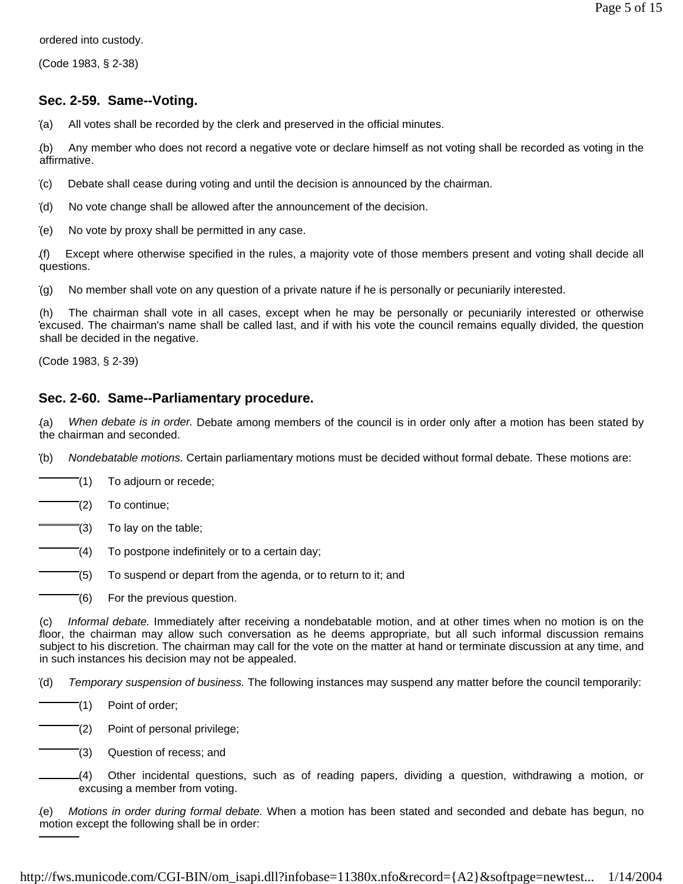ordered into custody.

(Code 1983, § 2-38)

### Sec. 2-59. Same--Voting.

(a) All votes shall be recorded by the clerk and preserved in the official minutes.

(b) Any member who does not record a negative vote or declare himself as not voting shall be recorded as voting in the affirmative.

(c) Debate shall cease during voting and until the decision is announced by the chairman.

(d) No vote change shall be allowed after the announcement of the decision.

(e) No vote by proxy shall be permitted in any case.

(f) Except where otherwise specified in the rules, a majority vote of those members present and voting shall decide all questions.

(g) No member shall vote on any question of a private nature if he is personally or pecuniarily interested.

(h) The chairman shall vote in all cases, except when he may be personally or pecuniarily interested or otherwise excused. The chairman's name shall be called last, and if with his vote the council remains equally divided, the question shall be decided in the negative.

(Code 1983, § 2-39)

### Sec. 2-60. Same--Parliamentary procedure.

(a) *When debate is in order.* Debate among members of the council is in order only after a motion has been stated by the chairman and seconded.

(b) *Nondebatable motions.* Certain parliamentary motions must be decided without formal debate. These motions are:

(1) To adjourn or recede;

(2) To continue;

(3) To lay on the table;

(4) To postpone indefinitely or to a certain day;

(5) To suspend or depart from the agenda, or to return to it; and

(6) For the previous question.

(c) *Informal debate.* Immediately after receiving a nondebatable motion, and at other times when no motion is on the floor, the chairman may allow such conversation as he deems appropriate, but all such informal discussion remains subject to his discretion. The chairman may call for the vote on the matter at hand or terminate discussion at any time, and in such instances his decision may not be appealed.

(d) *Temporary suspension of business.* The following instances may suspend any matter before the council temporarily:

(1) Point of order;

(2) Point of personal privilege;

(3) Question of recess; and

(4) Other incidental questions, such as of reading papers, dividing a question, withdrawing a motion, or excusing a member from voting.

(e) *Motions in order during formal debate.* When a motion has been stated and seconded and debate has begun, no motion except the following shall be in order: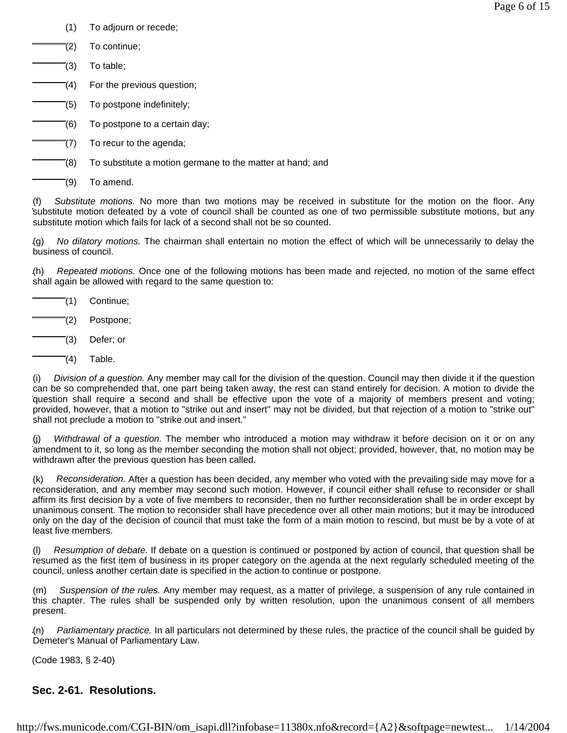(1) To adjourn or recede;

(2) To continue;

(3) To table;

(4) For the previous question;

(5) To postpone indefinitely;

(6) To postpone to a certain day;

(7) To recur to the agenda;

(8) To substitute a motion germane to the matter at hand; and

(9) To amend.

(f) *Substitute motions.* No more than two motions may be received in substitute for the motion on the floor. Any substitute motion defeated by a vote of council shall be counted as one of two permissible substitute motions, but any substitute motion which fails for lack of a second shall not be so counted.

(g) *No dilatory motions.* The chairman shall entertain no motion the effect of which will be unnecessarily to delay the business of council.

(h) *Repeated motions.* Once one of the following motions has been made and rejected, no motion of the same effect shall again be allowed with regard to the same question to:

(1) Continue;

(2) Postpone;

(3) Defer; or

(4) Table.

(i) *Division of a question.* Any member may call for the division of the question. Council may then divide it if the question can be so comprehended that, one part being taken away, the rest can stand entirely for decision. A motion to divide the question shall require a second and shall be effective upon the vote of a majority of members present and voting; provided, however, that a motion to "strike out and insert" may not be divided, but that rejection of a motion to "strike out" shall not preclude a motion to "strike out and insert."

(j) *Withdrawal of a question.* The member who introduced a motion may withdraw it before decision on it or on any amendment to it, so long as the member seconding the motion shall not object; provided, however, that, no motion may be withdrawn after the previous question has been called.

(k) *Reconsideration.* After a question has been decided, any member who voted with the prevailing side may move for a reconsideration, and any member may second such motion. However, if council either shall refuse to reconsider or shall affirm its first decision by a vote of five members to reconsider, then no further reconsideration shall be in order except by unanimous consent. The motion to reconsider shall have precedence over all other main motions; but it may be introduced only on the day of the decision of council that must take the form of a main motion to rescind, but must be by a vote of at least five members.

(l) *Resumption of debate.* If debate on a question is continued or postponed by action of council, that question shall be resumed as the first item of business in its proper category on the agenda at the next regularly scheduled meeting of the council, unless another certain date is specified in the action to continue or postpone.

(m) *Suspension of the rules.* Any member may request, as a matter of privilege, a suspension of any rule contained in this chapter. The rules shall be suspended only by written resolution, upon the unanimous consent of all members present.

(n) *Parliamentary practice.* In all particulars not determined by these rules, the practice of the council shall be guided by Demeter's Manual of Parliamentary Law.

(Code 1983, § 2-40)

## Sec. 2-61. Resolutions.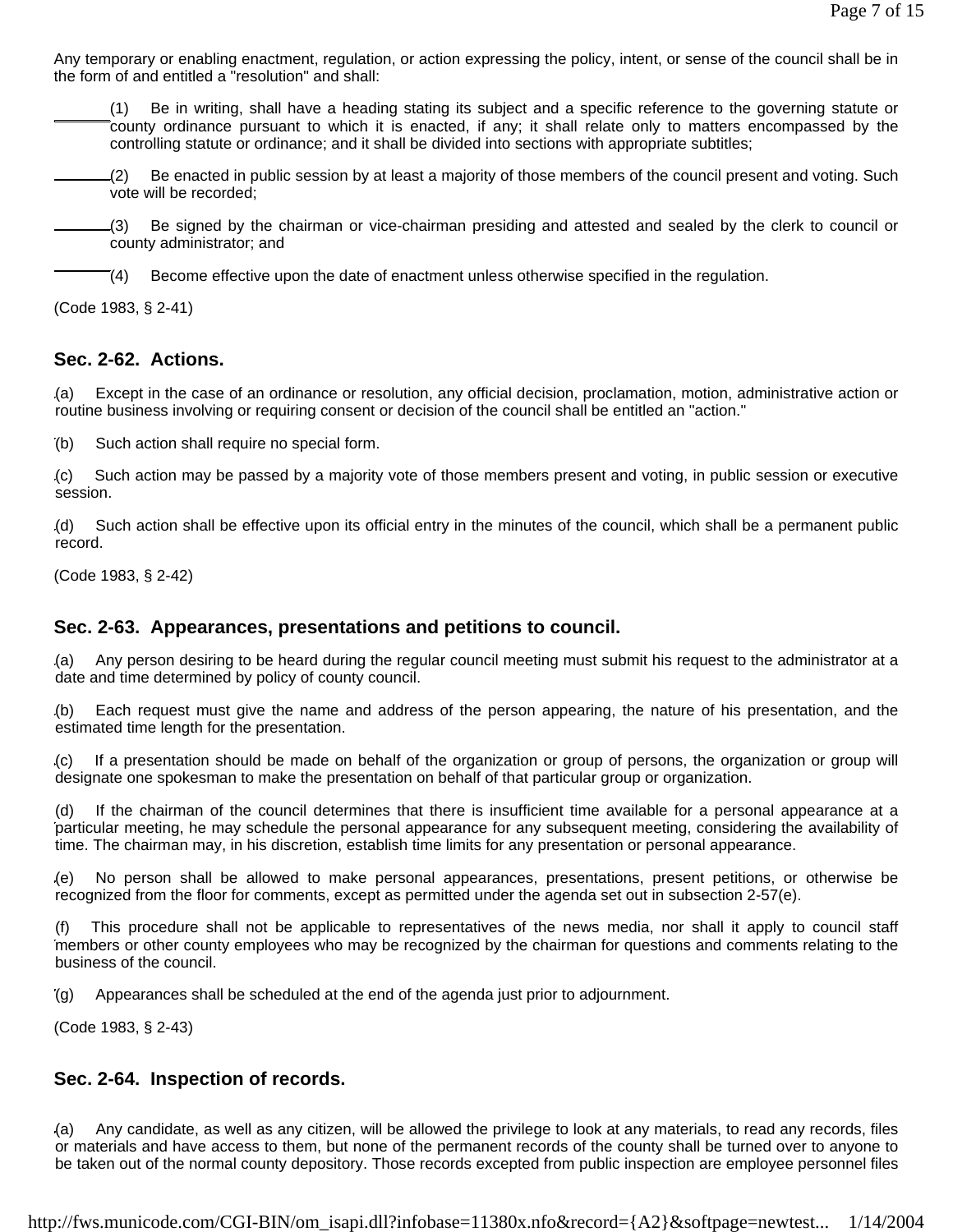Any temporary or enabling enactment, regulation, or action expressing the policy, intent, or sense of the council shall be in the form of and entitled a "resolution" and shall:

(1) Be in writing, shall have a heading stating its subject and a specific reference to the governing statute or county ordinance pursuant to which it is enacted, if any; it shall relate only to matters encompassed by the controlling statute or ordinance; and it shall be divided into sections with appropriate subtitles;

(2) Be enacted in public session by at least a majority of those members of the council present and voting. Such vote will be recorded;

(3) Be signed by the chairman or vice-chairman presiding and attested and sealed by the clerk to council or county administrator; and

(4) Become effective upon the date of enactment unless otherwise specified in the regulation.

(Code 1983, § 2-41)

### Sec. 2-62. Actions.

(a) Except in the case of an ordinance or resolution, any official decision, proclamation, motion, administrative action or routine business involving or requiring consent or decision of the council shall be entitled an "action."

(b) Such action shall require no special form.

(c) Such action may be passed by a majority vote of those members present and voting, in public session or executive session.

(d) Such action shall be effective upon its official entry in the minutes of the council, which shall be a permanent public record.

(Code 1983, § 2-42)

### Sec. 2-63. Appearances, presentations and petitions to council.

(a) Any person desiring to be heard during the regular council meeting must submit his request to the administrator at a date and time determined by policy of county council.

(b) Each request must give the name and address of the person appearing, the nature of his presentation, and the estimated time length for the presentation.

(c) If a presentation should be made on behalf of the organization or group of persons, the organization or group will designate one spokesman to make the presentation on behalf of that particular group or organization.

(d) If the chairman of the council determines that there is insufficient time available for a personal appearance at a particular meeting, he may schedule the personal appearance for any subsequent meeting, considering the availability of time. The chairman may, in his discretion, establish time limits for any presentation or personal appearance.

(e) No person shall be allowed to make personal appearances, presentations, present petitions, or otherwise be recognized from the floor for comments, except as permitted under the agenda set out in subsection 2-57(e).

(f) This procedure shall not be applicable to representatives of the news media, nor shall it apply to council staff members or other county employees who may be recognized by the chairman for questions and comments relating to the business of the council.

(g) Appearances shall be scheduled at the end of the agenda just prior to adjournment.

(Code 1983, § 2-43)

### Sec. 2-64. Inspection of records.

(a) Any candidate, as well as any citizen, will be allowed the privilege to look at any materials, to read any records, files or materials and have access to them, but none of the permanent records of the county shall be turned over to anyone to be taken out of the normal county depository. Those records excepted from public inspection are employee personnel files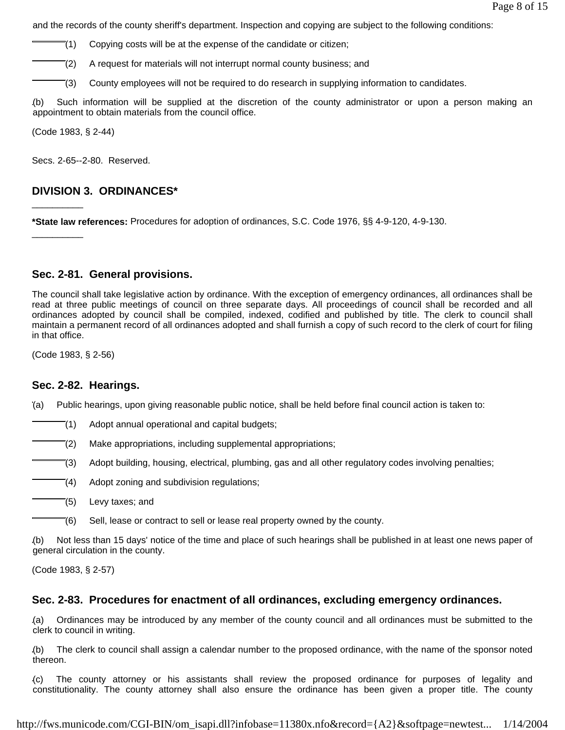and the records of the county sheriff's department. Inspection and copying are subject to the following conditions:

(1) Copying costs will be at the expense of the candidate or citizen;

(2) A request for materials will not interrupt normal county business; and

(3) County employees will not be required to do research in supplying information to candidates.

(b) Such information will be supplied at the discretion of the county administrator or upon a person making an appointment to obtain materials from the council office.

(Code 1983, § 2-44)

Secs. 2-65--2-80. Reserved.

## DIVISION 3. ORDINANCES*

---

***State law references:** Procedures for adoption of ordinances, S.C. Code 1976, §§ 4-9-120, 4-9-130.

---

### Sec. 2-81. General provisions.

The council shall take legislative action by ordinance. With the exception of emergency ordinances, all ordinances shall be read at three public meetings of council on three separate days. All proceedings of council shall be recorded and all ordinances adopted by council shall be compiled, indexed, codified and published by title. The clerk to council shall maintain a permanent record of all ordinances adopted and shall furnish a copy of such record to the clerk of court for filing in that office.

(Code 1983, § 2-56)

### Sec. 2-82. Hearings.

(a) Public hearings, upon giving reasonable public notice, shall be held before final council action is taken to:

(1) Adopt annual operational and capital budgets;

(2) Make appropriations, including supplemental appropriations;

(3) Adopt building, housing, electrical, plumbing, gas and all other regulatory codes involving penalties;

(4) Adopt zoning and subdivision regulations;

(5) Levy taxes; and

(6) Sell, lease or contract to sell or lease real property owned by the county.

(b) Not less than 15 days' notice of the time and place of such hearings shall be published in at least one news paper of general circulation in the county.

(Code 1983, § 2-57)

### Sec. 2-83. Procedures for enactment of all ordinances, excluding emergency ordinances.

(a) Ordinances may be introduced by any member of the county council and all ordinances must be submitted to the clerk to council in writing.

(b) The clerk to council shall assign a calendar number to the proposed ordinance, with the name of the sponsor noted thereon.

(c) The county attorney or his assistants shall review the proposed ordinance for purposes of legality and constitutionality. The county attorney shall also ensure the ordinance has been given a proper title. The county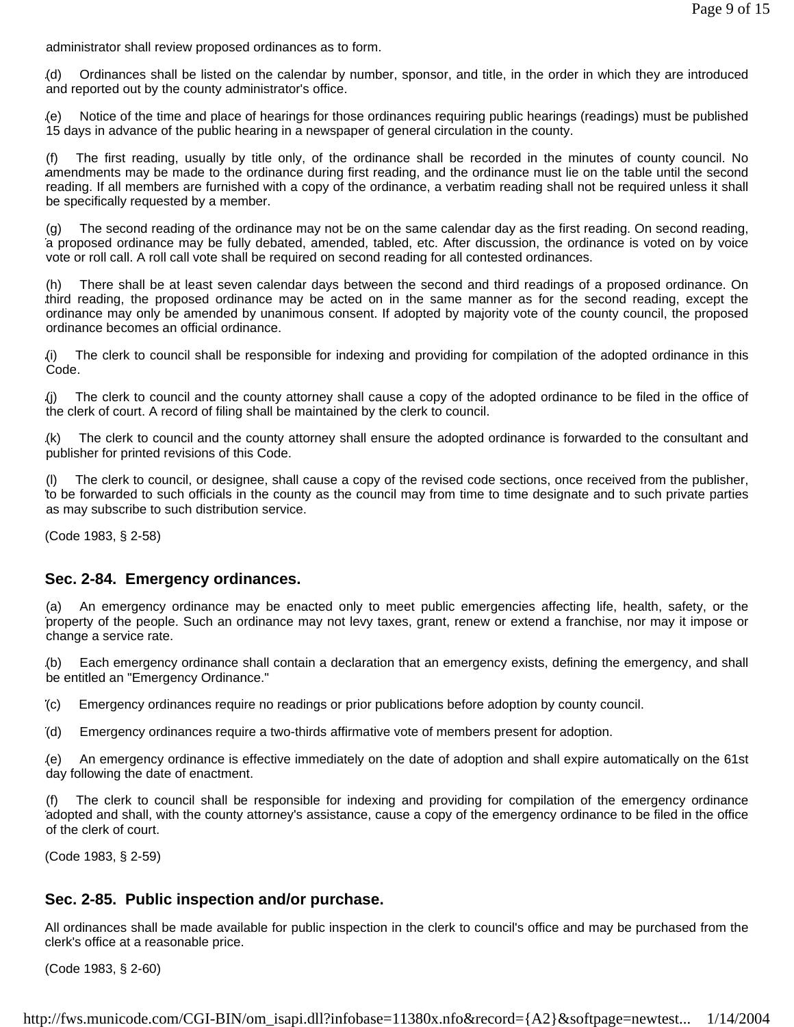administrator shall review proposed ordinances as to form.

(d) Ordinances shall be listed on the calendar by number, sponsor, and title, in the order in which they are introduced and reported out by the county administrator's office.

(e) Notice of the time and place of hearings for those ordinances requiring public hearings (readings) must be published 15 days in advance of the public hearing in a newspaper of general circulation in the county.

(f) The first reading, usually by title only, of the ordinance shall be recorded in the minutes of county council. No amendments may be made to the ordinance during first reading, and the ordinance must lie on the table until the second reading. If all members are furnished with a copy of the ordinance, a verbatim reading shall not be required unless it shall be specifically requested by a member.

(g) The second reading of the ordinance may not be on the same calendar day as the first reading. On second reading, a proposed ordinance may be fully debated, amended, tabled, etc. After discussion, the ordinance is voted on by voice vote or roll call. A roll call vote shall be required on second reading for all contested ordinances.

(h) There shall be at least seven calendar days between the second and third readings of a proposed ordinance. On third reading, the proposed ordinance may be acted on in the same manner as for the second reading, except the ordinance may only be amended by unanimous consent. If adopted by majority vote of the county council, the proposed ordinance becomes an official ordinance.

(i) The clerk to council shall be responsible for indexing and providing for compilation of the adopted ordinance in this Code.

(j) The clerk to council and the county attorney shall cause a copy of the adopted ordinance to be filed in the office of the clerk of court. A record of filing shall be maintained by the clerk to council.

(k) The clerk to council and the county attorney shall ensure the adopted ordinance is forwarded to the consultant and publisher for printed revisions of this Code.

(l) The clerk to council, or designee, shall cause a copy of the revised code sections, once received from the publisher, to be forwarded to such officials in the county as the council may from time to time designate and to such private parties as may subscribe to such distribution service.

(Code 1983, § 2-58)

## Sec. 2-84. Emergency ordinances.

(a) An emergency ordinance may be enacted only to meet public emergencies affecting life, health, safety, or the property of the people. Such an ordinance may not levy taxes, grant, renew or extend a franchise, nor may it impose or change a service rate.

(b) Each emergency ordinance shall contain a declaration that an emergency exists, defining the emergency, and shall be entitled an "Emergency Ordinance."

(c) Emergency ordinances require no readings or prior publications before adoption by county council.

(d) Emergency ordinances require a two-thirds affirmative vote of members present for adoption.

(e) An emergency ordinance is effective immediately on the date of adoption and shall expire automatically on the 61st day following the date of enactment.

(f) The clerk to council shall be responsible for indexing and providing for compilation of the emergency ordinance adopted and shall, with the county attorney's assistance, cause a copy of the emergency ordinance to be filed in the office of the clerk of court.

(Code 1983, § 2-59)

## Sec. 2-85. Public inspection and/or purchase.

All ordinances shall be made available for public inspection in the clerk to council's office and may be purchased from the clerk's office at a reasonable price.

(Code 1983, § 2-60)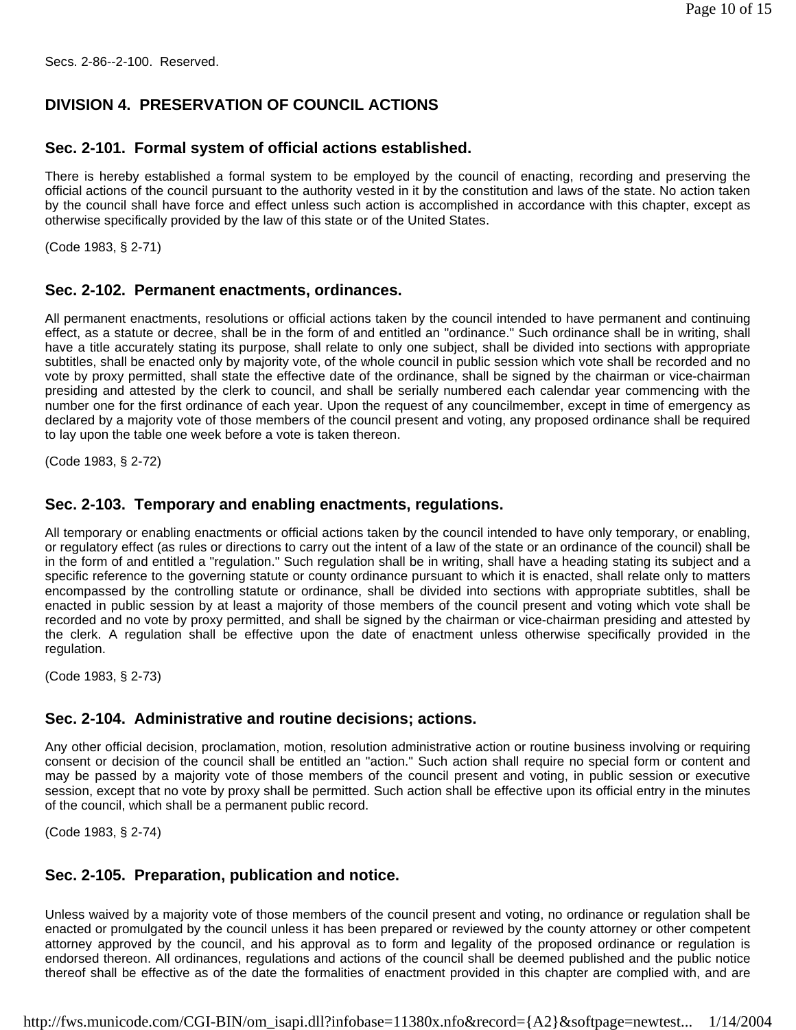Secs. 2-86--2-100. Reserved.

## DIVISION 4. PRESERVATION OF COUNCIL ACTIONS

### Sec. 2-101. Formal system of official actions established.

There is hereby established a formal system to be employed by the council of enacting, recording and preserving the official actions of the council pursuant to the authority vested in it by the constitution and laws of the state. No action taken by the council shall have force and effect unless such action is accomplished in accordance with this chapter, except as otherwise specifically provided by the law of this state or of the United States.

(Code 1983, § 2-71)

### Sec. 2-102. Permanent enactments, ordinances.

All permanent enactments, resolutions or official actions taken by the council intended to have permanent and continuing effect, as a statute or decree, shall be in the form of and entitled an "ordinance." Such ordinance shall be in writing, shall have a title accurately stating its purpose, shall relate to only one subject, shall be divided into sections with appropriate subtitles, shall be enacted only by majority vote, of the whole council in public session which vote shall be recorded and no vote by proxy permitted, shall state the effective date of the ordinance, shall be signed by the chairman or vice-chairman presiding and attested by the clerk to council, and shall be serially numbered each calendar year commencing with the number one for the first ordinance of each year. Upon the request of any councilmember, except in time of emergency as declared by a majority vote of those members of the council present and voting, any proposed ordinance shall be required to lay upon the table one week before a vote is taken thereon.

(Code 1983, § 2-72)

### Sec. 2-103. Temporary and enabling enactments, regulations.

All temporary or enabling enactments or official actions taken by the council intended to have only temporary, or enabling, or regulatory effect (as rules or directions to carry out the intent of a law of the state or an ordinance of the council) shall be in the form of and entitled a "regulation." Such regulation shall be in writing, shall have a heading stating its subject and a specific reference to the governing statute or county ordinance pursuant to which it is enacted, shall relate only to matters encompassed by the controlling statute or ordinance, shall be divided into sections with appropriate subtitles, shall be enacted in public session by at least a majority of those members of the council present and voting which vote shall be recorded and no vote by proxy permitted, and shall be signed by the chairman or vice-chairman presiding and attested by the clerk. A regulation shall be effective upon the date of enactment unless otherwise specifically provided in the regulation.

(Code 1983, § 2-73)

### Sec. 2-104. Administrative and routine decisions; actions.

Any other official decision, proclamation, motion, resolution administrative action or routine business involving or requiring consent or decision of the council shall be entitled an "action." Such action shall require no special form or content and may be passed by a majority vote of those members of the council present and voting, in public session or executive session, except that no vote by proxy shall be permitted. Such action shall be effective upon its official entry in the minutes of the council, which shall be a permanent public record.

(Code 1983, § 2-74)

### Sec. 2-105. Preparation, publication and notice.

Unless waived by a majority vote of those members of the council present and voting, no ordinance or regulation shall be enacted or promulgated by the council unless it has been prepared or reviewed by the county attorney or other competent attorney approved by the council, and his approval as to form and legality of the proposed ordinance or regulation is endorsed thereon. All ordinances, regulations and actions of the council shall be deemed published and the public notice thereof shall be effective as of the date the formalities of enactment provided in this chapter are complied with, and are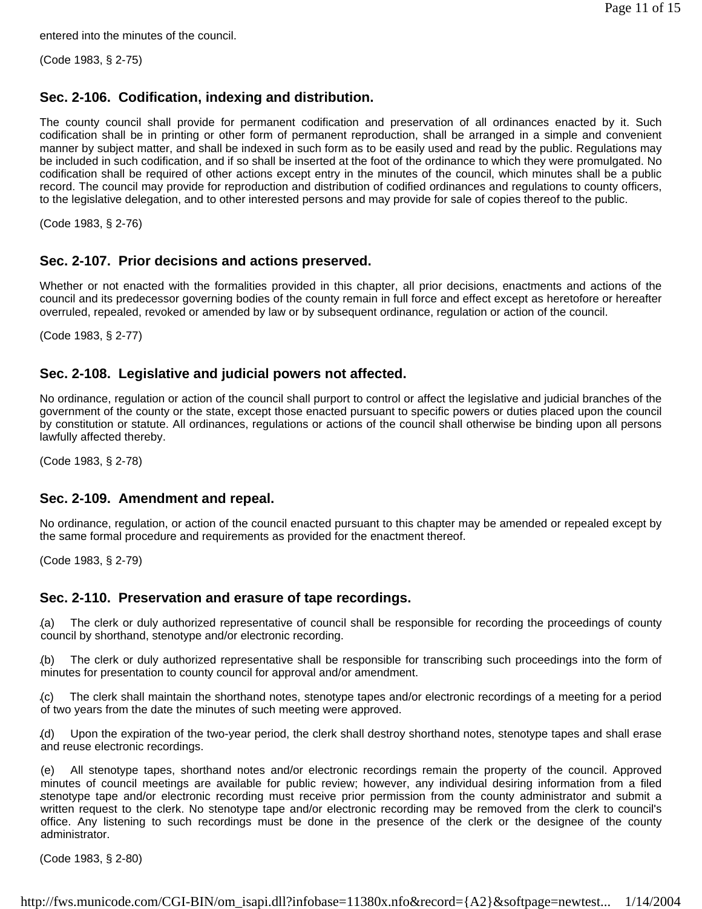entered into the minutes of the council.

(Code 1983, § 2-75)

### Sec. 2-106. Codification, indexing and distribution.

The county council shall provide for permanent codification and preservation of all ordinances enacted by it. Such codification shall be in printing or other form of permanent reproduction, shall be arranged in a simple and convenient manner by subject matter, and shall be indexed in such form as to be easily used and read by the public. Regulations may be included in such codification, and if so shall be inserted at the foot of the ordinance to which they were promulgated. No codification shall be required of other actions except entry in the minutes of the council, which minutes shall be a public record. The council may provide for reproduction and distribution of codified ordinances and regulations to county officers, to the legislative delegation, and to other interested persons and may provide for sale of copies thereof to the public.

(Code 1983, § 2-76)

### Sec. 2-107. Prior decisions and actions preserved.

Whether or not enacted with the formalities provided in this chapter, all prior decisions, enactments and actions of the council and its predecessor governing bodies of the county remain in full force and effect except as heretofore or hereafter overruled, repealed, revoked or amended by law or by subsequent ordinance, regulation or action of the council.

(Code 1983, § 2-77)

### Sec. 2-108. Legislative and judicial powers not affected.

No ordinance, regulation or action of the council shall purport to control or affect the legislative and judicial branches of the government of the county or the state, except those enacted pursuant to specific powers or duties placed upon the council by constitution or statute. All ordinances, regulations or actions of the council shall otherwise be binding upon all persons lawfully affected thereby.

(Code 1983, § 2-78)

### Sec. 2-109. Amendment and repeal.

No ordinance, regulation, or action of the council enacted pursuant to this chapter may be amended or repealed except by the same formal procedure and requirements as provided for the enactment thereof.

(Code 1983, § 2-79)

### Sec. 2-110. Preservation and erasure of tape recordings.

(a) The clerk or duly authorized representative of council shall be responsible for recording the proceedings of county council by shorthand, stenotype and/or electronic recording.

(b) The clerk or duly authorized representative shall be responsible for transcribing such proceedings into the form of minutes for presentation to county council for approval and/or amendment.

(c) The clerk shall maintain the shorthand notes, stenotype tapes and/or electronic recordings of a meeting for a period of two years from the date the minutes of such meeting were approved.

(d) Upon the expiration of the two-year period, the clerk shall destroy shorthand notes, stenotype tapes and shall erase and reuse electronic recordings.

(e) All stenotype tapes, shorthand notes and/or electronic recordings remain the property of the council. Approved minutes of council meetings are available for public review; however, any individual desiring information from a filed stenotype tape and/or electronic recording must receive prior permission from the county administrator and submit a written request to the clerk. No stenotype tape and/or electronic recording may be removed from the clerk to council's office. Any listening to such recordings must be done in the presence of the clerk or the designee of the county administrator.

(Code 1983, § 2-80)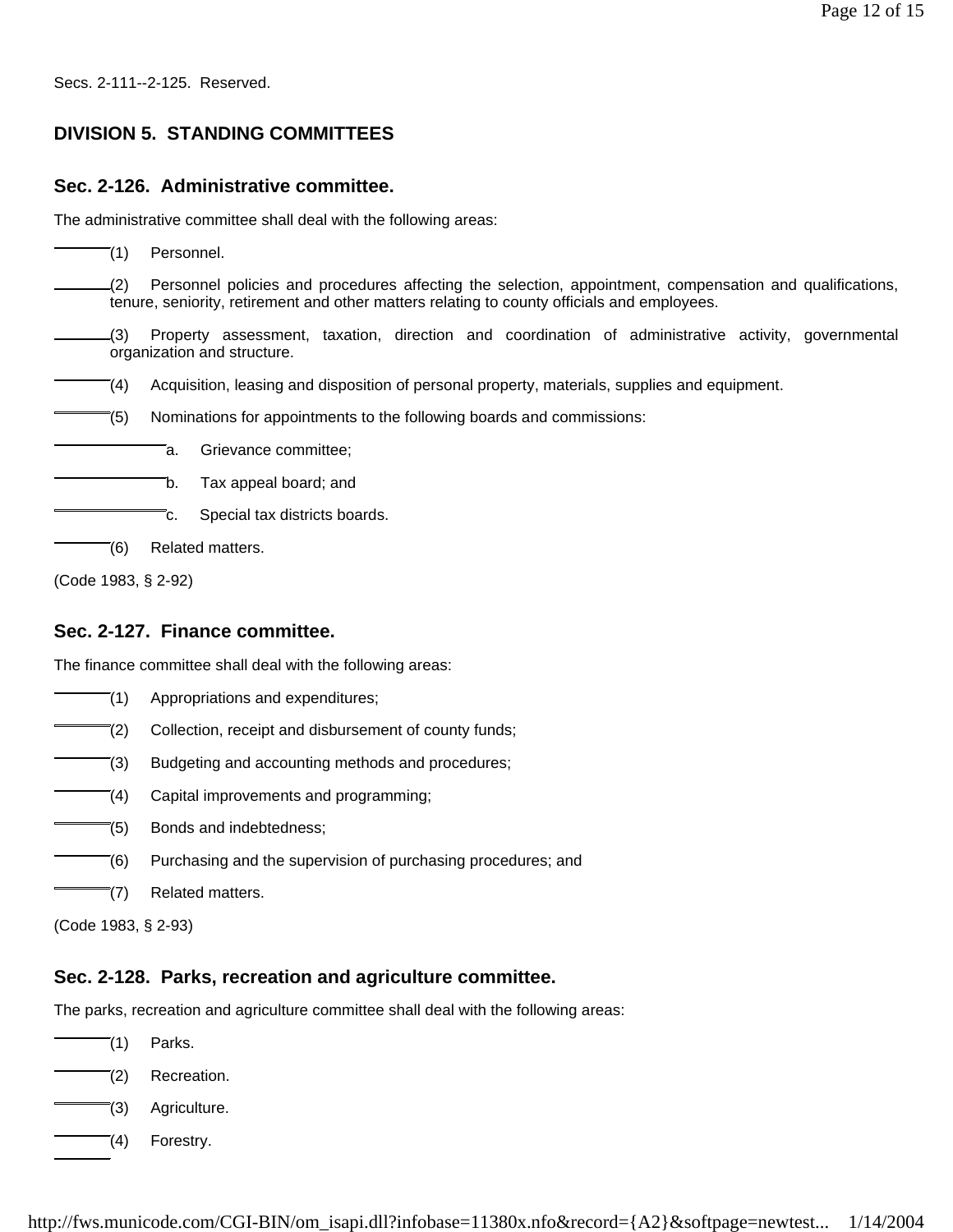Secs. 2-111--2-125. Reserved.

## DIVISION 5. STANDING COMMITTEES

### Sec. 2-126. Administrative committee.

The administrative committee shall deal with the following areas:

(1) Personnel.

(2) Personnel policies and procedures affecting the selection, appointment, compensation and qualifications, tenure, seniority, retirement and other matters relating to county officials and employees.

(3) Property assessment, taxation, direction and coordination of administrative activity, governmental organization and structure.

(4) Acquisition, leasing and disposition of personal property, materials, supplies and equipment.

(5) Nominations for appointments to the following boards and commissions:

a. Grievance committee;

b. Tax appeal board; and

c. Special tax districts boards.

(6) Related matters.

(Code 1983, § 2-92)

### Sec. 2-127. Finance committee.

The finance committee shall deal with the following areas:

(1) Appropriations and expenditures;

(2) Collection, receipt and disbursement of county funds;

(3) Budgeting and accounting methods and procedures;

(4) Capital improvements and programming;

(5) Bonds and indebtedness;

(6) Purchasing and the supervision of purchasing procedures; and

(7) Related matters.

(Code 1983, § 2-93)

### Sec. 2-128. Parks, recreation and agriculture committee.

The parks, recreation and agriculture committee shall deal with the following areas:

(1) Parks.

(2) Recreation.

(3) Agriculture.

(4) Forestry.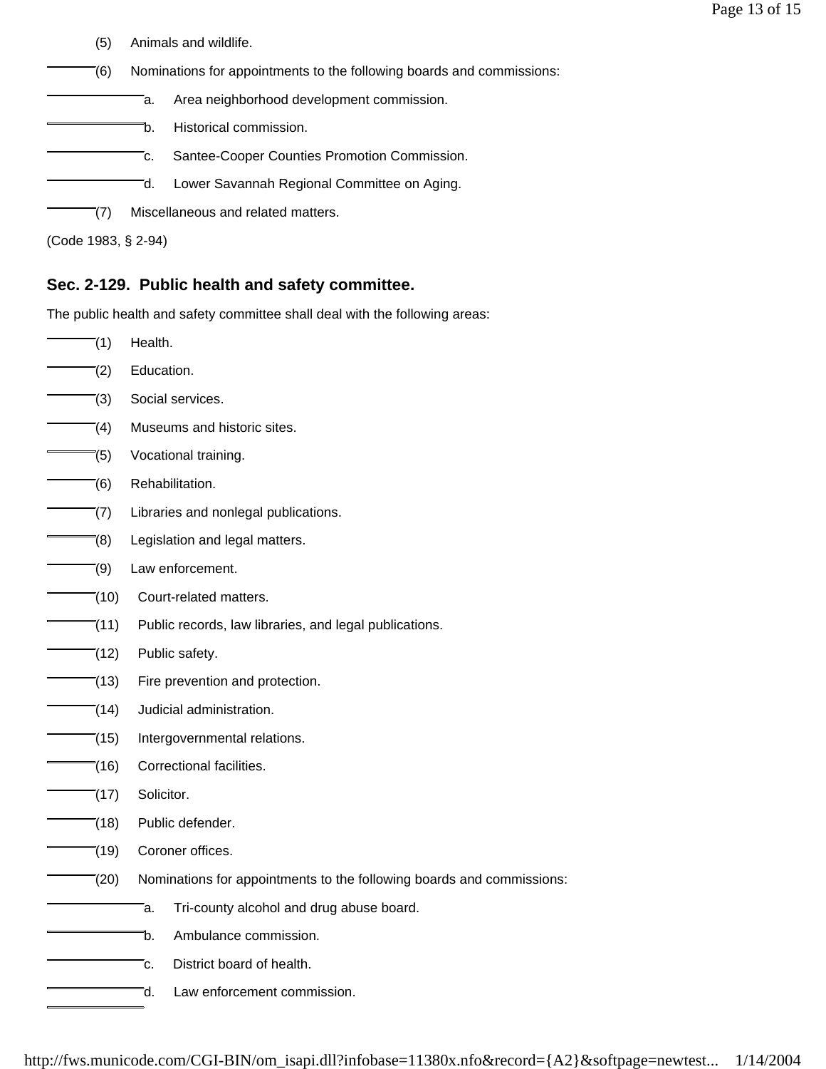(5) Animals and wildlife.

(6) Nominations for appointments to the following boards and commissions:

a. Area neighborhood development commission.

b. Historical commission.

c. Santee-Cooper Counties Promotion Commission.

d. Lower Savannah Regional Committee on Aging.

(7) Miscellaneous and related matters.

(Code 1983, § 2-94)

### Sec. 2-129. Public health and safety committee.

The public health and safety committee shall deal with the following areas:

(1) Health.

(2) Education.

(3) Social services.

(4) Museums and historic sites.

(5) Vocational training.

(6) Rehabilitation.

(7) Libraries and nonlegal publications.

(8) Legislation and legal matters.

(9) Law enforcement.

(10) Court-related matters.

(11) Public records, law libraries, and legal publications.

(12) Public safety.

(13) Fire prevention and protection.

(14) Judicial administration.

(15) Intergovernmental relations.

(16) Correctional facilities.

(17) Solicitor.

(18) Public defender.

(19) Coroner offices.

(20) Nominations for appointments to the following boards and commissions:

a. Tri-county alcohol and drug abuse board.

b. Ambulance commission.

c. District board of health.

d. Law enforcement commission.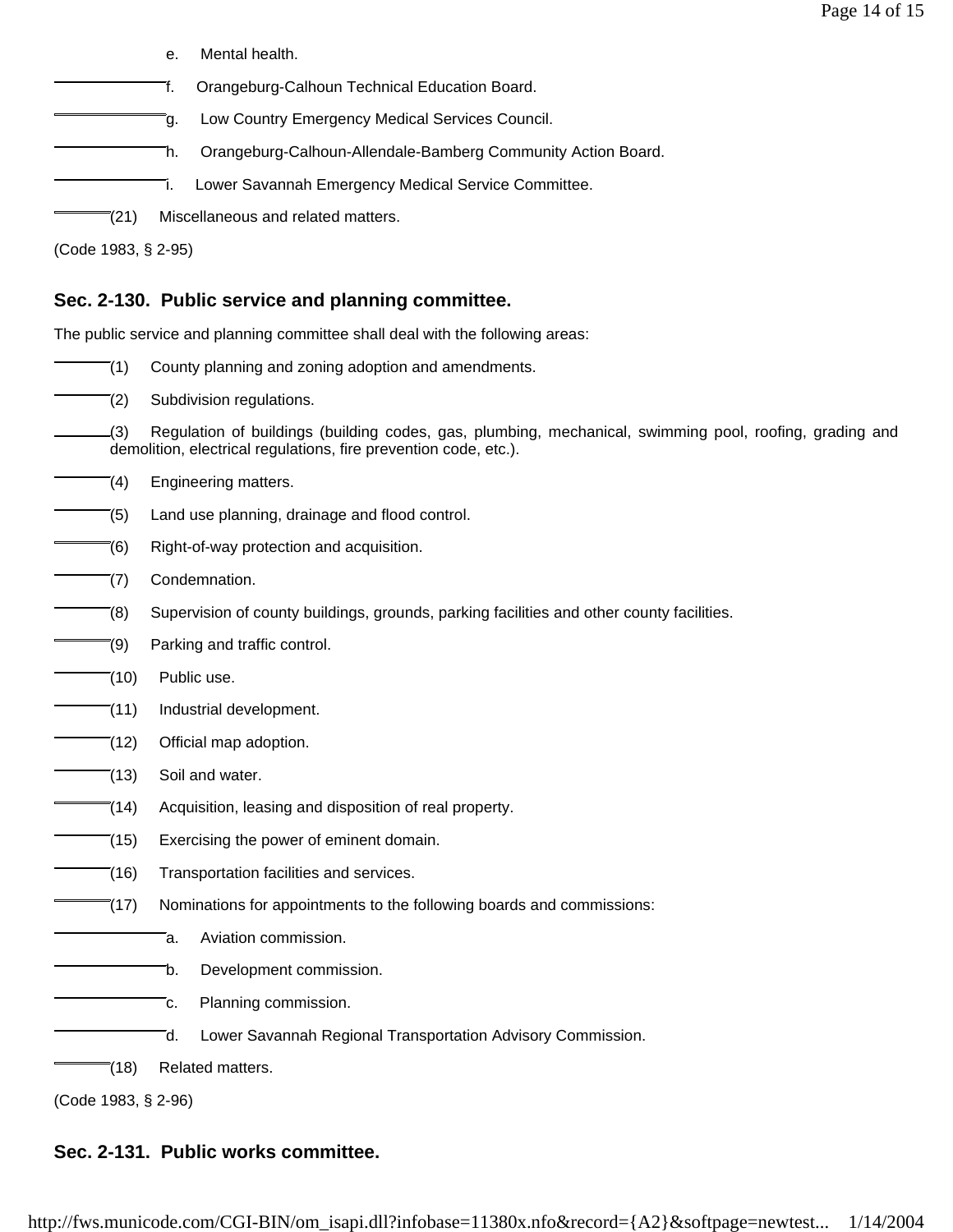e. Mental health.

f. Orangeburg-Calhoun Technical Education Board.

g. Low Country Emergency Medical Services Council.

h. Orangeburg-Calhoun-Allendale-Bamberg Community Action Board.

i. Lower Savannah Emergency Medical Service Committee.

(21) Miscellaneous and related matters.

(Code 1983, § 2-95)

### Sec. 2-130. Public service and planning committee.

The public service and planning committee shall deal with the following areas:

(1) County planning and zoning adoption and amendments.

(2) Subdivision regulations.

(3) Regulation of buildings (building codes, gas, plumbing, mechanical, swimming pool, roofing, grading and demolition, electrical regulations, fire prevention code, etc.).

(4) Engineering matters.

(5) Land use planning, drainage and flood control.

(6) Right-of-way protection and acquisition.

(7) Condemnation.

(8) Supervision of county buildings, grounds, parking facilities and other county facilities.

(9) Parking and traffic control.

(10) Public use.

(11) Industrial development.

(12) Official map adoption.

(13) Soil and water.

(14) Acquisition, leasing and disposition of real property.

(15) Exercising the power of eminent domain.

(16) Transportation facilities and services.

(17) Nominations for appointments to the following boards and commissions:

a. Aviation commission.

b. Development commission.

c. Planning commission.

d. Lower Savannah Regional Transportation Advisory Commission.

(18) Related matters.

(Code 1983, § 2-96)

### Sec. 2-131. Public works committee.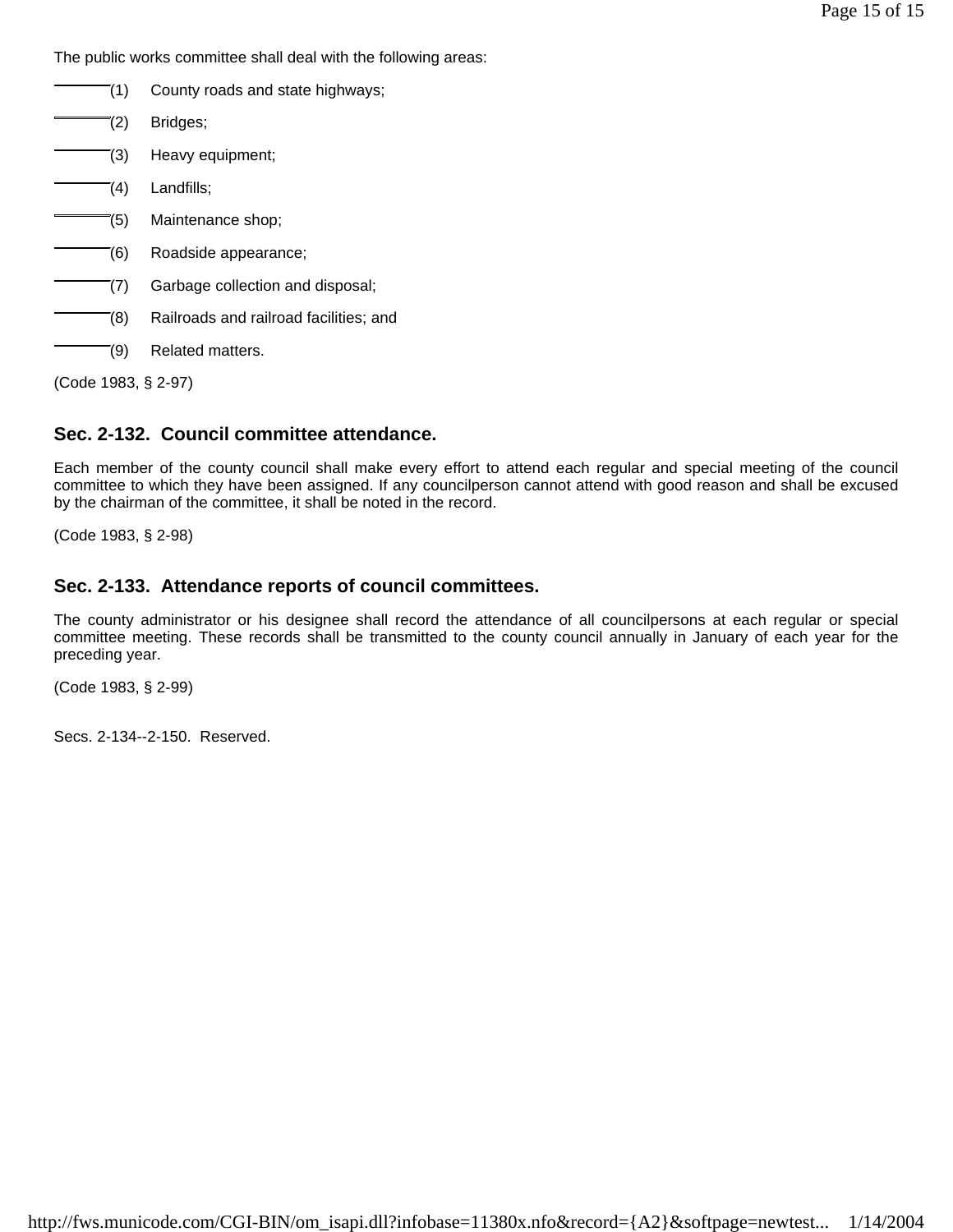The public works committee shall deal with the following areas:

(1) County roads and state highways;

(2) Bridges;

(3) Heavy equipment;

(4) Landfills;

(5) Maintenance shop;

(6) Roadside appearance;

(7) Garbage collection and disposal;

(8) Railroads and railroad facilities; and

(9) Related matters.

(Code 1983, § 2-97)

### Sec. 2-132. Council committee attendance.

Each member of the county council shall make every effort to attend each regular and special meeting of the council committee to which they have been assigned. If any councilperson cannot attend with good reason and shall be excused by the chairman of the committee, it shall be noted in the record.

(Code 1983, § 2-98)

### Sec. 2-133. Attendance reports of council committees.

The county administrator or his designee shall record the attendance of all councilpersons at each regular or special committee meeting. These records shall be transmitted to the county council annually in January of each year for the preceding year.

(Code 1983, § 2-99)

Secs. 2-134--2-150. Reserved.